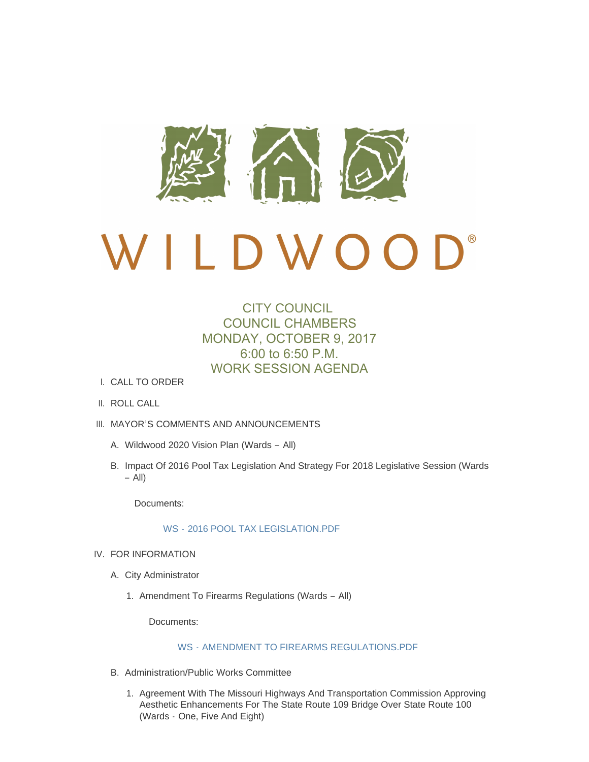# WILDWOOD®

## CITY COUNCIL
## COUNCIL CHAMBERS
## MONDAY, OCTOBER 9, 2017
## 6:00 to 6:50 P.M.
## WORK SESSION AGENDA

I. CALL TO ORDER

II. ROLL CALL

III. MAYOR'S COMMENTS AND ANNOUNCEMENTS

   A. Wildwood 2020 Vision Plan (Wards – All)

   B. Impact Of 2016 Pool Tax Legislation And Strategy For 2018 Legislative Session (Wards – All)

      Documents:

      WS - 2016 POOL TAX LEGISLATION.PDF

IV. FOR INFORMATION

   A. City Administrator

      1. Amendment To Firearms Regulations (Wards – All)

         Documents:

         WS - AMENDMENT TO FIREARMS REGULATIONS.PDF

   B. Administration/Public Works Committee

      1. Agreement With The Missouri Highways And Transportation Commission Approving Aesthetic Enhancements For The State Route 109 Bridge Over State Route 100 (Wards - One, Five And Eight)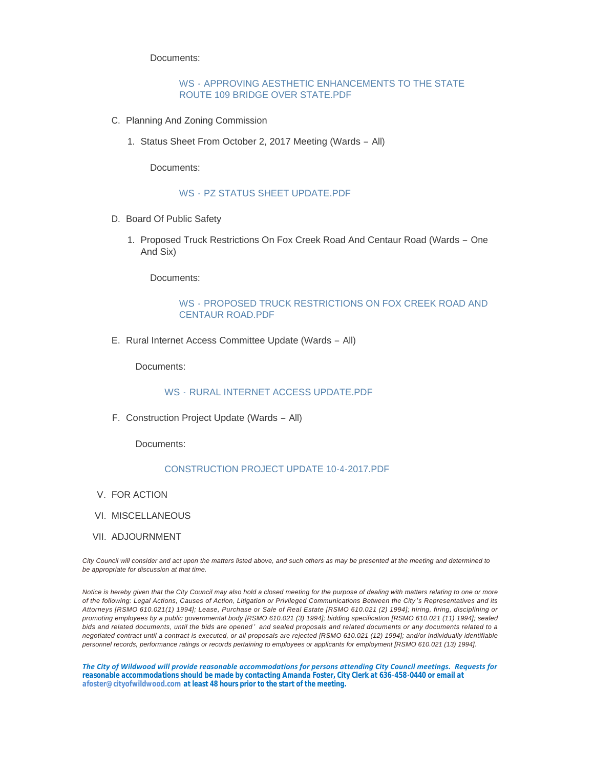Documents:

WS - APPROVING AESTHETIC ENHANCEMENTS TO THE STATE ROUTE 109 BRIDGE OVER STATE.PDF

C. Planning And Zoning Commission

1. Status Sheet From October 2, 2017 Meeting (Wards – All)

Documents:

WS - PZ STATUS SHEET UPDATE.PDF

D. Board Of Public Safety

1. Proposed Truck Restrictions On Fox Creek Road And Centaur Road (Wards – One And Six)

Documents:

WS - PROPOSED TRUCK RESTRICTIONS ON FOX CREEK ROAD AND CENTAUR ROAD.PDF

E. Rural Internet Access Committee Update (Wards – All)

Documents:

WS - RURAL INTERNET ACCESS UPDATE.PDF

F. Construction Project Update (Wards – All)

Documents:

CONSTRUCTION PROJECT UPDATE 10-4-2017.PDF

V. FOR ACTION

VI. MISCELLANEOUS

VII. ADJOURNMENT

*City Council will consider and act upon the matters listed above, and such others as may be presented at the meeting and determined to be appropriate for discussion at that time.*

*Notice is hereby given that the City Council may also hold a closed meeting for the purpose of dealing with matters relating to one or more of the following: Legal Actions, Causes of Action, Litigation or Privileged Communications Between the City's Representatives and its Attorneys [RSMO 610.021(1) 1994]; Lease, Purchase or Sale of Real Estate [RSMO 610.021 (2) 1994]; hiring, firing, disciplining or promoting employees by a public governmental body [RSMO 610.021 (3) 1994]; bidding specification [RSMO 610.021 (11) 1994]; sealed bids and related documents, until the bids are opened' and sealed proposals and related documents or any documents related to a negotiated contract until a contract is executed, or all proposals are rejected [RSMO 610.021 (12) 1994]; and/or individually identifiable personnel records, performance ratings or records pertaining to employees or applicants for employment [RSMO 610.021 (13) 1994].*

***The City of Wildwood will provide reasonable accommodations for persons attending City Council meetings. Requests for* reasonable accommodations should be made by contacting Amanda Foster, City Clerk at 636-458-0440 or email at afoster@cityofwildwood.com at least 48 hours prior to the start of the meeting.**